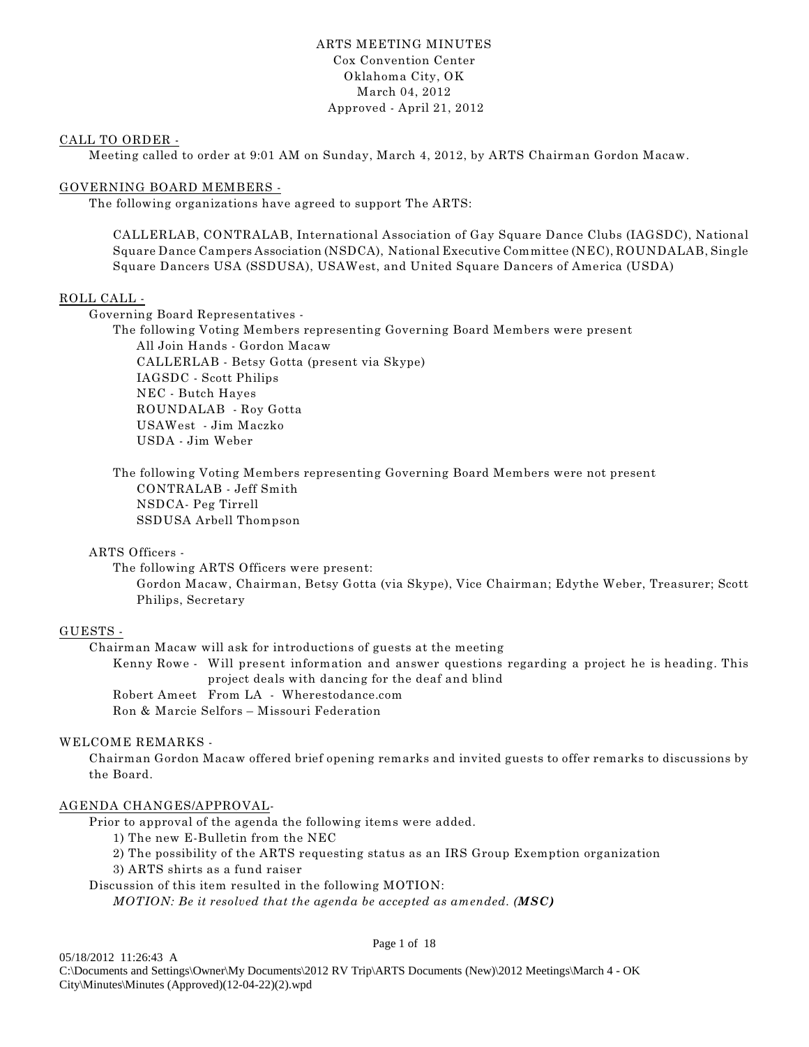# ARTS MEETING MINUTES

Cox Convention Center
Oklahoma City, OK
March 04, 2012
Approved - April 21, 2012

## CALL TO ORDER -

Meeting called to order at 9:01 AM on Sunday, March 4, 2012, by ARTS Chairman Gordon Macaw.

## GOVERNING BOARD MEMBERS -

The following organizations have agreed to support The ARTS:

CALLERLAB, CONTRALAB, International Association of Gay Square Dance Clubs (IAGSDC), National Square Dance Campers Association (NSDCA), National Executive Committee (NEC), ROUNDALAB, Single Square Dancers USA (SSDUSA), USAWest, and United Square Dancers of America (USDA)

## ROLL CALL -

Governing Board Representatives -

The following Voting Members representing Governing Board Members were present

- All Join Hands - Gordon Macaw
- CALLERLAB - Betsy Gotta (present via Skype)
- IAGSDC - Scott Philips
- NEC - Butch Hayes
- ROUNDALAB - Roy Gotta
- USAWest - Jim Maczko
- USDA - Jim Weber

The following Voting Members representing Governing Board Members were not present

- CONTRALAB - Jeff Smith
- NSDCA- Peg Tirrell
- SSDUSA Arbell Thompson

ARTS Officers -

The following ARTS Officers were present:

Gordon Macaw, Chairman, Betsy Gotta (via Skype), Vice Chairman; Edythe Weber, Treasurer; Scott Philips, Secretary

## GUESTS -

Chairman Macaw will ask for introductions of guests at the meeting

- Kenny Rowe - Will present information and answer questions regarding a project he is heading. This project deals with dancing for the deaf and blind
- Robert Ameet From LA - Wherestodance.com
- Ron & Marcie Selfors – Missouri Federation

## WELCOME REMARKS -

Chairman Gordon Macaw offered brief opening remarks and invited guests to offer remarks to discussions by the Board.

## AGENDA CHANGES/APPROVAL-

Prior to approval of the agenda the following items were added.

1) The new E-Bulletin from the NEC
2) The possibility of the ARTS requesting status as an IRS Group Exemption organization
3) ARTS shirts as a fund raiser

Discussion of this item resulted in the following MOTION:

*MOTION: Be it resolved that the agenda be accepted as amended. **(MSC)***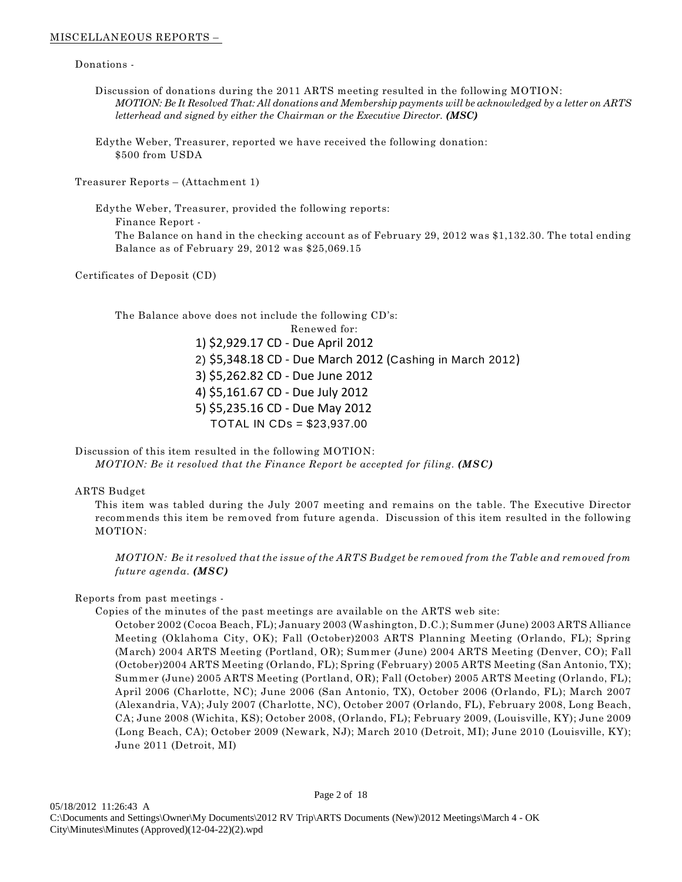MISCELLANEOUS REPORTS –

Donations -

Discussion of donations during the 2011 ARTS meeting resulted in the following MOTION:
*MOTION: Be It Resolved That: All donations and Membership payments will be acknowledged by a letter on ARTS letterhead and signed by either the Chairman or the Executive Director.* ***(MSC)***

Edythe Weber, Treasurer, reported we have received the following donation:
$500 from USDA

Treasurer Reports – (Attachment 1)

Edythe Weber, Treasurer, provided the following reports:
Finance Report -
The Balance on hand in the checking account as of February 29, 2012 was $1,132.30. The total ending Balance as of February 29, 2012 was $25,069.15

Certificates of Deposit (CD)

The Balance above does not include the following CD's:

Renewed for:

1) $2,929.17 CD - Due April 2012
2) $5,348.18 CD - Due March 2012 (Cashing in March 2012)
3) $5,262.82 CD - Due June 2012
4) $5,161.67 CD - Due July 2012
5) $5,235.16 CD - Due May 2012

TOTAL IN CDs = $23,937.00

Discussion of this item resulted in the following MOTION:
*MOTION: Be it resolved that the Finance Report be accepted for filing.* ***(MSC)***

ARTS Budget

This item was tabled during the July 2007 meeting and remains on the table. The Executive Director recommends this item be removed from future agenda. Discussion of this item resulted in the following MOTION:

*MOTION: Be it resolved that the issue of the ARTS Budget be removed from the Table and removed from future agenda.* ***(MSC)***

Reports from past meetings -

Copies of the minutes of the past meetings are available on the ARTS web site:
October 2002 (Cocoa Beach, FL); January 2003 (Washington, D.C.); Summer (June) 2003 ARTS Alliance Meeting (Oklahoma City, OK); Fall (October)2003 ARTS Planning Meeting (Orlando, FL); Spring (March) 2004 ARTS Meeting (Portland, OR); Summer (June) 2004 ARTS Meeting (Denver, CO); Fall (October)2004 ARTS Meeting (Orlando, FL); Spring (February) 2005 ARTS Meeting (San Antonio, TX); Summer (June) 2005 ARTS Meeting (Portland, OR); Fall (October) 2005 ARTS Meeting (Orlando, FL); April 2006 (Charlotte, NC); June 2006 (San Antonio, TX), October 2006 (Orlando, FL); March 2007 (Alexandria, VA); July 2007 (Charlotte, NC), October 2007 (Orlando, FL), February 2008, Long Beach, CA; June 2008 (Wichita, KS); October 2008, (Orlando, FL); February 2009, (Louisville, KY); June 2009 (Long Beach, CA); October 2009 (Newark, NJ); March 2010 (Detroit, MI); June 2010 (Louisville, KY); June 2011 (Detroit, MI)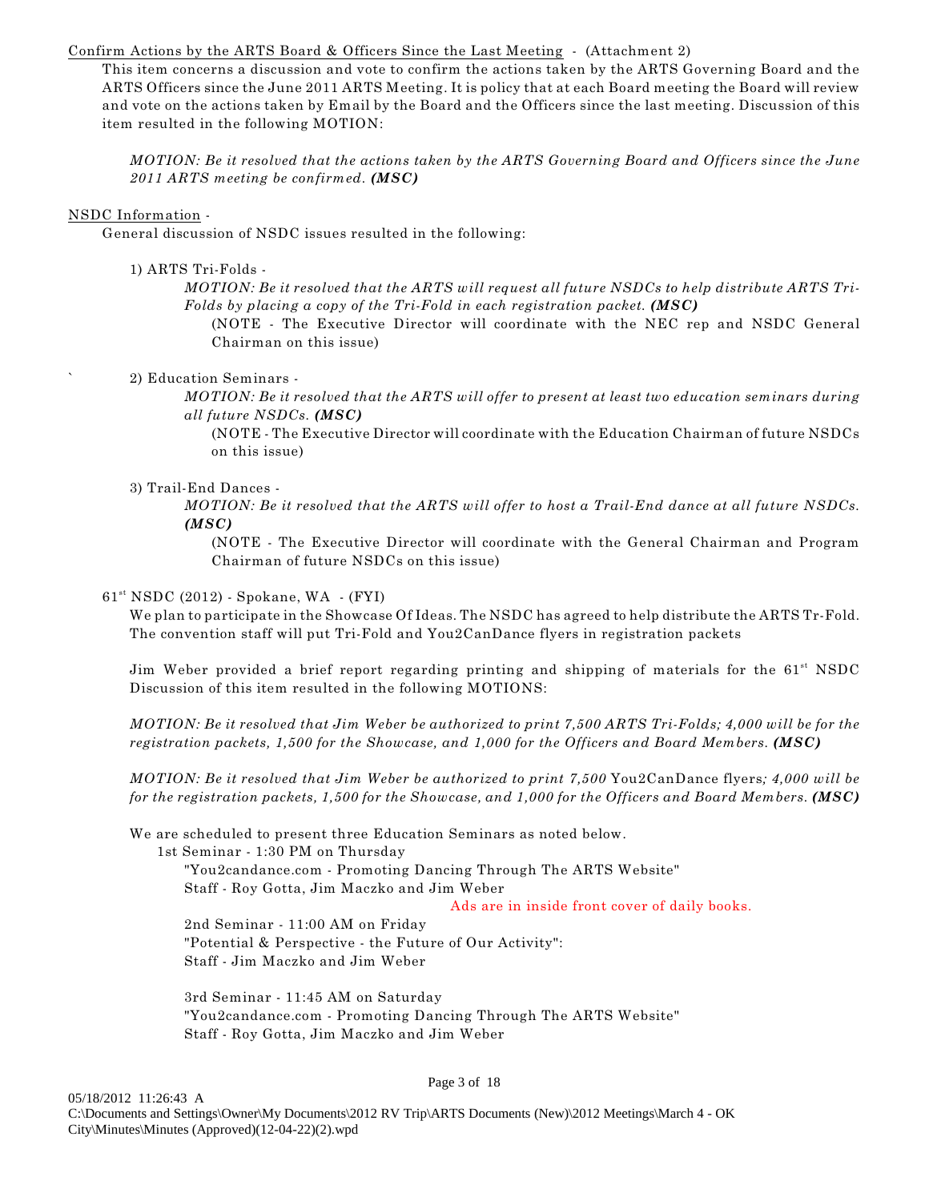Confirm Actions by the ARTS Board & Officers Since the Last Meeting - (Attachment 2)

This item concerns a discussion and vote to confirm the actions taken by the ARTS Governing Board and the ARTS Officers since the June 2011 ARTS Meeting. It is policy that at each Board meeting the Board will review and vote on the actions taken by Email by the Board and the Officers since the last meeting. Discussion of this item resulted in the following MOTION:

*MOTION: Be it resolved that the actions taken by the ARTS Governing Board and Officers since the June 2011 ARTS meeting be confirmed.* ***(MSC)***

NSDC Information -

General discussion of NSDC issues resulted in the following:

1) ARTS Tri-Folds -

*MOTION: Be it resolved that the ARTS will request all future NSDCs to help distribute ARTS Tri-Folds by placing a copy of the Tri-Fold in each registration packet.* ***(MSC)***

(NOTE - The Executive Director will coordinate with the NEC rep and NSDC General Chairman on this issue)

` 2) Education Seminars -

*MOTION: Be it resolved that the ARTS will offer to present at least two education seminars during all future NSDCs.* ***(MSC)***

(NOTE - The Executive Director will coordinate with the Education Chairman of future NSDCs on this issue)

3) Trail-End Dances -

*MOTION: Be it resolved that the ARTS will offer to host a Trail-End dance at all future NSDCs.* ***(MSC)***

(NOTE - The Executive Director will coordinate with the General Chairman and Program Chairman of future NSDCs on this issue)

61st NSDC (2012) - Spokane, WA - (FYI)

We plan to participate in the Showcase Of Ideas. The NSDC has agreed to help distribute the ARTS Tr-Fold. The convention staff will put Tri-Fold and You2CanDance flyers in registration packets

Jim Weber provided a brief report regarding printing and shipping of materials for the 61st NSDC Discussion of this item resulted in the following MOTIONS:

*MOTION: Be it resolved that Jim Weber be authorized to print 7,500 ARTS Tri-Folds; 4,000 will be for the registration packets, 1,500 for the Showcase, and 1,000 for the Officers and Board Members.* ***(MSC)***

*MOTION: Be it resolved that Jim Weber be authorized to print 7,500* You2CanDance flyers*; 4,000 will be for the registration packets, 1,500 for the Showcase, and 1,000 for the Officers and Board Members.* ***(MSC)***

We are scheduled to present three Education Seminars as noted below.

1st Seminar - 1:30 PM on Thursday
"You2candance.com - Promoting Dancing Through The ARTS Website"
Staff - Roy Gotta, Jim Maczko and Jim Weber

Ads are in inside front cover of daily books.

2nd Seminar - 11:00 AM on Friday
"Potential & Perspective - the Future of Our Activity":
Staff - Jim Maczko and Jim Weber

3rd Seminar - 11:45 AM on Saturday
"You2candance.com - Promoting Dancing Through The ARTS Website"
Staff - Roy Gotta, Jim Maczko and Jim Weber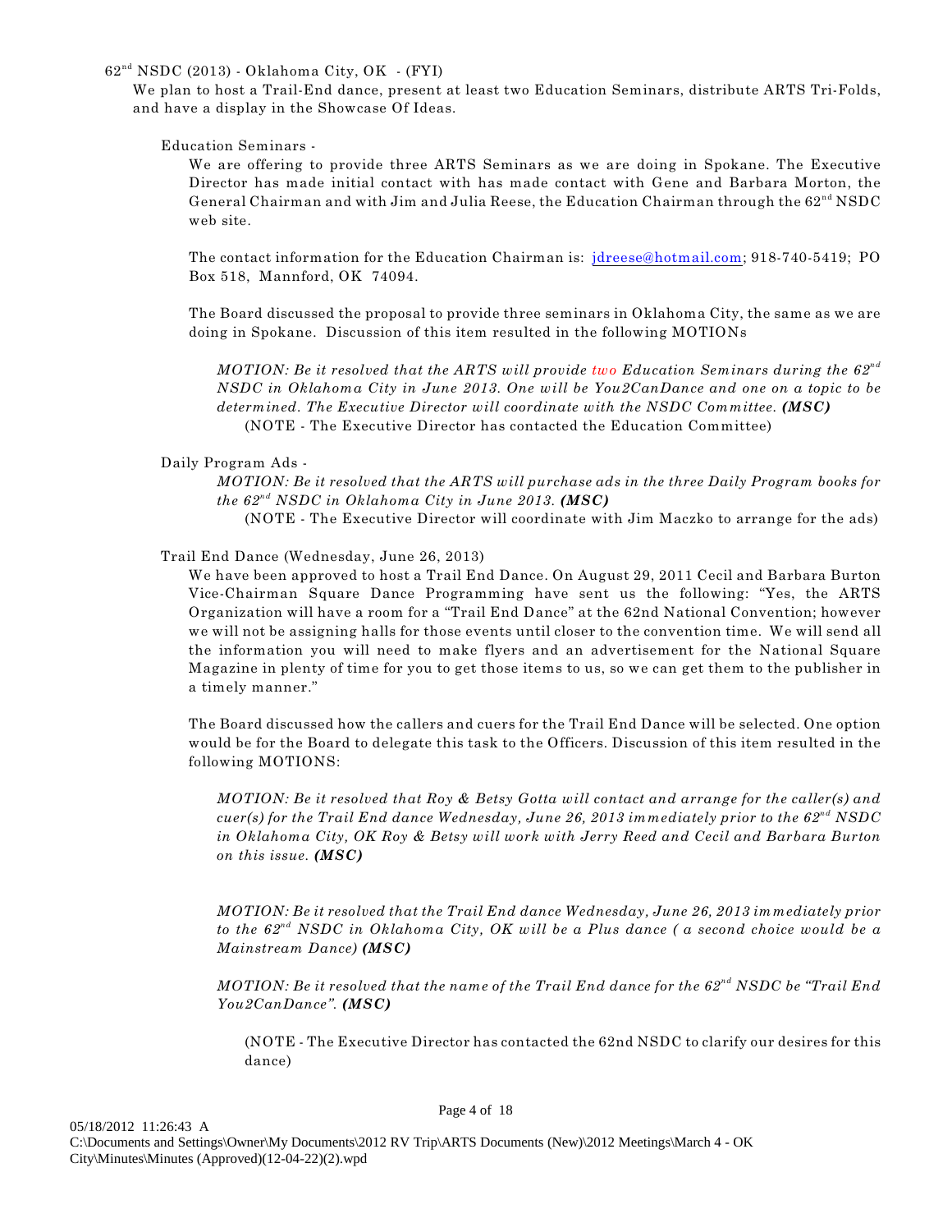62nd NSDC (2013) - Oklahoma City, OK - (FYI)

We plan to host a Trail-End dance, present at least two Education Seminars, distribute ARTS Tri-Folds, and have a display in the Showcase Of Ideas.

Education Seminars -

We are offering to provide three ARTS Seminars as we are doing in Spokane. The Executive Director has made initial contact with has made contact with Gene and Barbara Morton, the General Chairman and with Jim and Julia Reese, the Education Chairman through the 62nd NSDC web site.

The contact information for the Education Chairman is: jdreese@hotmail.com; 918-740-5419; PO Box 518, Mannford, OK 74094.

The Board discussed the proposal to provide three seminars in Oklahoma City, the same as we are doing in Spokane. Discussion of this item resulted in the following MOTIONs

*MOTION: Be it resolved that the ARTS will provide two Education Seminars during the 62nd NSDC in Oklahoma City in June 2013. One will be You2CanDance and one on a topic to be determined. The Executive Director will coordinate with the NSDC Committee.* ***(MSC)***

(NOTE - The Executive Director has contacted the Education Committee)

Daily Program Ads -

*MOTION: Be it resolved that the ARTS will purchase ads in the three Daily Program books for the 62nd NSDC in Oklahoma City in June 2013.* ***(MSC)***

(NOTE - The Executive Director will coordinate with Jim Maczko to arrange for the ads)

Trail End Dance (Wednesday, June 26, 2013)

We have been approved to host a Trail End Dance. On August 29, 2011 Cecil and Barbara Burton Vice-Chairman Square Dance Programming have sent us the following: "Yes, the ARTS Organization will have a room for a "Trail End Dance" at the 62nd National Convention; however we will not be assigning halls for those events until closer to the convention time. We will send all the information you will need to make flyers and an advertisement for the National Square Magazine in plenty of time for you to get those items to us, so we can get them to the publisher in a timely manner."

The Board discussed how the callers and cuers for the Trail End Dance will be selected. One option would be for the Board to delegate this task to the Officers. Discussion of this item resulted in the following MOTIONS:

*MOTION: Be it resolved that Roy & Betsy Gotta will contact and arrange for the caller(s) and cuer(s) for the Trail End dance Wednesday, June 26, 2013 immediately prior to the 62nd NSDC in Oklahoma City, OK Roy & Betsy will work with Jerry Reed and Cecil and Barbara Burton on this issue.* ***(MSC)***

*MOTION: Be it resolved that the Trail End dance Wednesday, June 26, 2013 immediately prior to the 62nd NSDC in Oklahoma City, OK will be a Plus dance ( a second choice would be a Mainstream Dance)* ***(MSC)***

*MOTION: Be it resolved that the name of the Trail End dance for the 62nd NSDC be "Trail End You2CanDance".* ***(MSC)***

(NOTE - The Executive Director has contacted the 62nd NSDC to clarify our desires for this dance)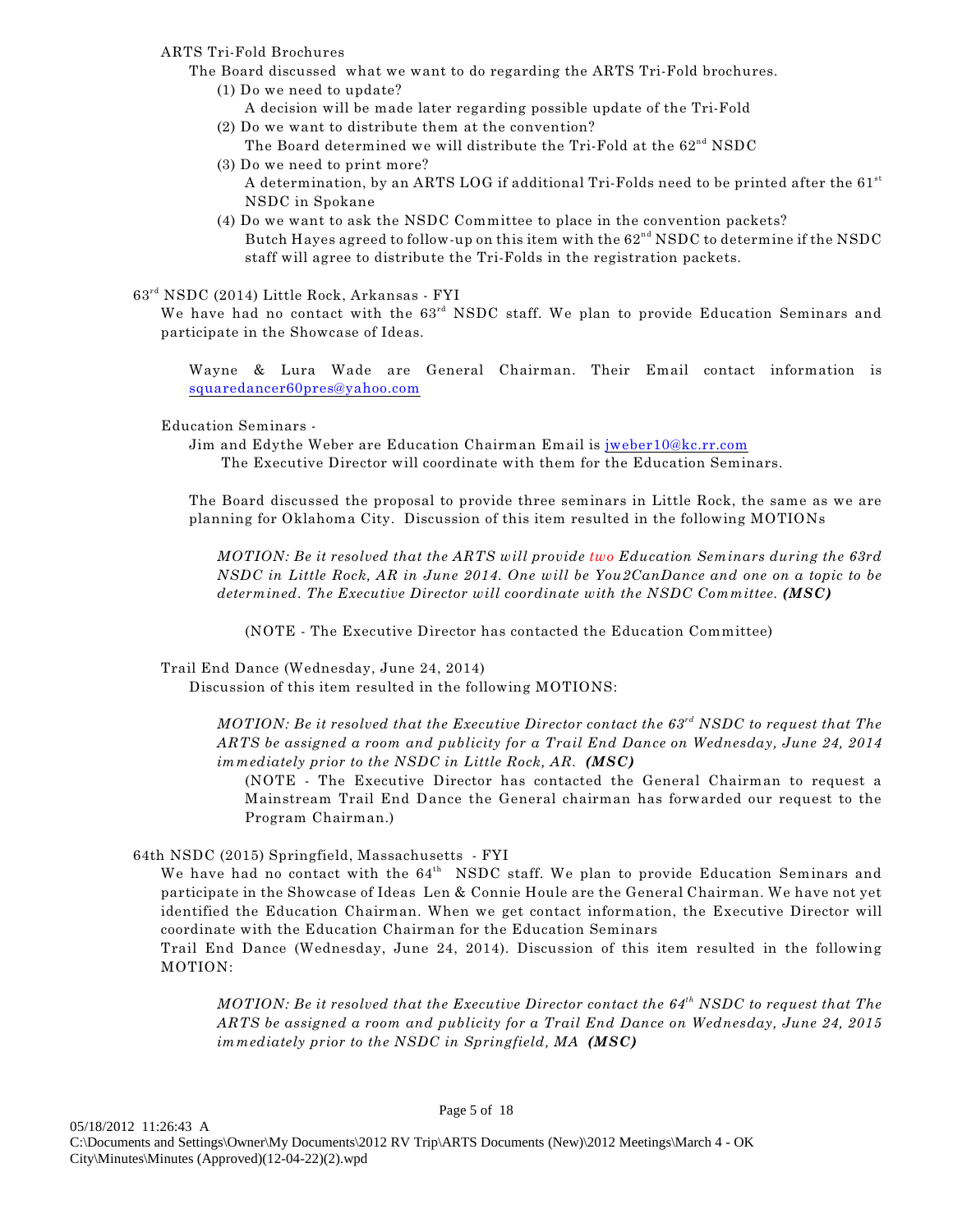ARTS Tri-Fold Brochures

The Board discussed what we want to do regarding the ARTS Tri-Fold brochures.

(1) Do we need to update?
A decision will be made later regarding possible update of the Tri-Fold

(2) Do we want to distribute them at the convention?
The Board determined we will distribute the Tri-Fold at the 62nd NSDC

(3) Do we need to print more?
A determination, by an ARTS LOG if additional Tri-Folds need to be printed after the 61st NSDC in Spokane

(4) Do we want to ask the NSDC Committee to place in the convention packets?
Butch Hayes agreed to follow-up on this item with the 62nd NSDC to determine if the NSDC staff will agree to distribute the Tri-Folds in the registration packets.

63rd NSDC (2014) Little Rock, Arkansas - FYI

We have had no contact with the 63rd NSDC staff. We plan to provide Education Seminars and participate in the Showcase of Ideas.

Wayne & Lura Wade are General Chairman. Their Email contact information is squaredancer60pres@yahoo.com

Education Seminars -

Jim and Edythe Weber are Education Chairman Email is jweber10@kc.rr.com
The Executive Director will coordinate with them for the Education Seminars.

The Board discussed the proposal to provide three seminars in Little Rock, the same as we are planning for Oklahoma City. Discussion of this item resulted in the following MOTIONs

*MOTION: Be it resolved that the ARTS will provide two Education Seminars during the 63rd NSDC in Little Rock, AR in June 2014. One will be You2CanDance and one on a topic to be determined. The Executive Director will coordinate with the NSDC Committee.* ***(MSC)***

(NOTE - The Executive Director has contacted the Education Committee)

Trail End Dance (Wednesday, June 24, 2014)

Discussion of this item resulted in the following MOTIONS:

*MOTION: Be it resolved that the Executive Director contact the 63rd NSDC to request that The ARTS be assigned a room and publicity for a Trail End Dance on Wednesday, June 24, 2014 immediately prior to the NSDC in Little Rock, AR.* ***(MSC)***

(NOTE - The Executive Director has contacted the General Chairman to request a Mainstream Trail End Dance the General chairman has forwarded our request to the Program Chairman.)

64th NSDC (2015) Springfield, Massachusetts - FYI

We have had no contact with the 64th NSDC staff. We plan to provide Education Seminars and participate in the Showcase of Ideas Len & Connie Houle are the General Chairman. We have not yet identified the Education Chairman. When we get contact information, the Executive Director will coordinate with the Education Chairman for the Education Seminars

Trail End Dance (Wednesday, June 24, 2014). Discussion of this item resulted in the following MOTION:

*MOTION: Be it resolved that the Executive Director contact the 64th NSDC to request that The ARTS be assigned a room and publicity for a Trail End Dance on Wednesday, June 24, 2015 immediately prior to the NSDC in Springfield, MA* ***(MSC)***

05/18/2012 11:26:43 A
C:\Documents and Settings\Owner\My Documents\2012 RV Trip\ARTS Documents (New)\2012 Meetings\March 4 - OK City\Minutes\Minutes (Approved)(12-04-22)(2).wpd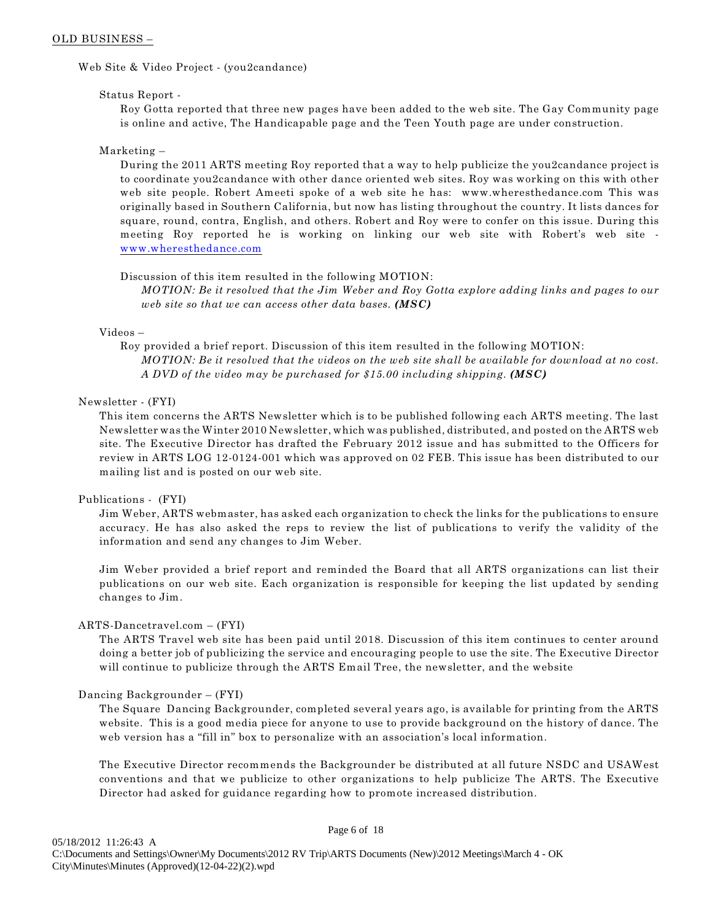## OLD BUSINESS –

### Web Site & Video Project - (you2candance)

#### Status Report -

Roy Gotta reported that three new pages have been added to the web site. The Gay Community page is online and active, The Handicapable page and the Teen Youth page are under construction.

#### Marketing –

During the 2011 ARTS meeting Roy reported that a way to help publicize the you2candance project is to coordinate you2candance with other dance oriented web sites. Roy was working on this with other web site people. Robert Ameeti spoke of a web site he has: www.wheresthedance.com This was originally based in Southern California, but now has listing throughout the country. It lists dances for square, round, contra, English, and others. Robert and Roy were to confer on this issue. During this meeting Roy reported he is working on linking our web site with Robert's web site - www.wheresthedance.com

Discussion of this item resulted in the following MOTION:

*MOTION: Be it resolved that the Jim Weber and Roy Gotta explore adding links and pages to our web site so that we can access other data bases.* ***(MSC)***

#### Videos –

Roy provided a brief report. Discussion of this item resulted in the following MOTION:

*MOTION: Be it resolved that the videos on the web site shall be available for download at no cost. A DVD of the video may be purchased for $15.00 including shipping.* ***(MSC)***

### Newsletter - (FYI)

This item concerns the ARTS Newsletter which is to be published following each ARTS meeting. The last Newsletter was the Winter 2010 Newsletter, which was published, distributed, and posted on the ARTS web site. The Executive Director has drafted the February 2012 issue and has submitted to the Officers for review in ARTS LOG 12-0124-001 which was approved on 02 FEB. This issue has been distributed to our mailing list and is posted on our web site.

### Publications - (FYI)

Jim Weber, ARTS webmaster, has asked each organization to check the links for the publications to ensure accuracy. He has also asked the reps to review the list of publications to verify the validity of the information and send any changes to Jim Weber.

Jim Weber provided a brief report and reminded the Board that all ARTS organizations can list their publications on our web site. Each organization is responsible for keeping the list updated by sending changes to Jim.

### ARTS-Dancetravel.com – (FYI)

The ARTS Travel web site has been paid until 2018. Discussion of this item continues to center around doing a better job of publicizing the service and encouraging people to use the site. The Executive Director will continue to publicize through the ARTS Email Tree, the newsletter, and the website

### Dancing Backgrounder – (FYI)

The Square Dancing Backgrounder, completed several years ago, is available for printing from the ARTS website. This is a good media piece for anyone to use to provide background on the history of dance. The web version has a "fill in" box to personalize with an association's local information.

The Executive Director recommends the Backgrounder be distributed at all future NSDC and USAWest conventions and that we publicize to other organizations to help publicize The ARTS. The Executive Director had asked for guidance regarding how to promote increased distribution.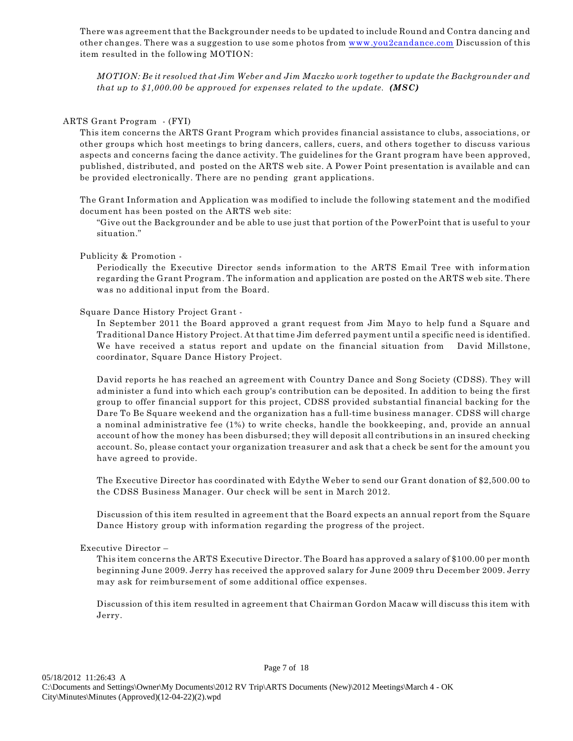There was agreement that the Backgrounder needs to be updated to include Round and Contra dancing and other changes. There was a suggestion to use some photos from www.you2candance.com Discussion of this item resulted in the following MOTION:

> *MOTION: Be it resolved that Jim Weber and Jim Maczko work together to update the Backgrounder and that up to $1,000.00 be approved for expenses related to the update.* ***(MSC)***

ARTS Grant Program - (FYI)

This item concerns the ARTS Grant Program which provides financial assistance to clubs, associations, or other groups which host meetings to bring dancers, callers, cuers, and others together to discuss various aspects and concerns facing the dance activity. The guidelines for the Grant program have been approved, published, distributed, and posted on the ARTS web site. A Power Point presentation is available and can be provided electronically. There are no pending grant applications.

The Grant Information and Application was modified to include the following statement and the modified document has been posted on the ARTS web site:

"Give out the Backgrounder and be able to use just that portion of the PowerPoint that is useful to your situation."

Publicity & Promotion -

Periodically the Executive Director sends information to the ARTS Email Tree with information regarding the Grant Program. The information and application are posted on the ARTS web site. There was no additional input from the Board.

Square Dance History Project Grant -

In September 2011 the Board approved a grant request from Jim Mayo to help fund a Square and Traditional Dance History Project. At that time Jim deferred payment until a specific need is identified. We have received a status report and update on the financial situation from David Millstone, coordinator, Square Dance History Project.

David reports he has reached an agreement with Country Dance and Song Society (CDSS). They will administer a fund into which each group's contribution can be deposited. In addition to being the first group to offer financial support for this project, CDSS provided substantial financial backing for the Dare To Be Square weekend and the organization has a full-time business manager. CDSS will charge a nominal administrative fee (1%) to write checks, handle the bookkeeping, and, provide an annual account of how the money has been disbursed; they will deposit all contributions in an insured checking account. So, please contact your organization treasurer and ask that a check be sent for the amount you have agreed to provide.

The Executive Director has coordinated with Edythe Weber to send our Grant donation of $2,500.00 to the CDSS Business Manager. Our check will be sent in March 2012.

Discussion of this item resulted in agreement that the Board expects an annual report from the Square Dance History group with information regarding the progress of the project.

Executive Director –

This item concerns the ARTS Executive Director. The Board has approved a salary of $100.00 per month beginning June 2009. Jerry has received the approved salary for June 2009 thru December 2009. Jerry may ask for reimbursement of some additional office expenses.

Discussion of this item resulted in agreement that Chairman Gordon Macaw will discuss this item with Jerry.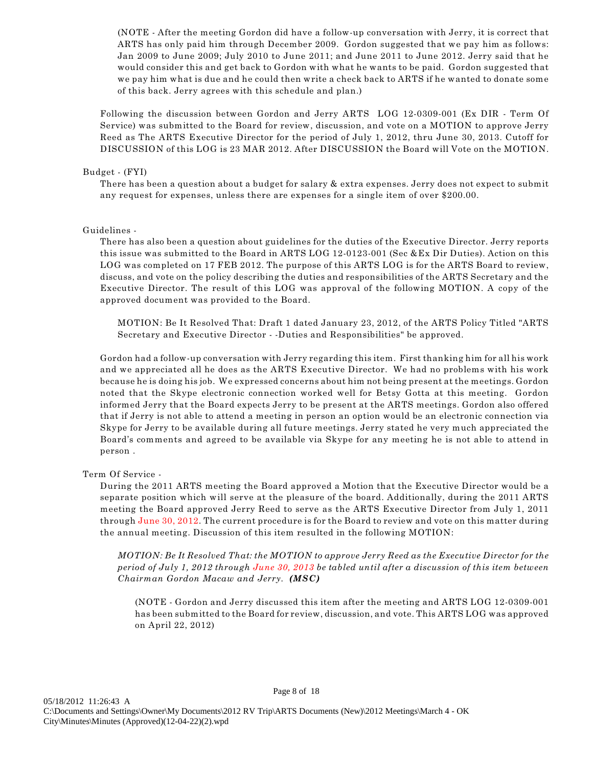(NOTE - After the meeting Gordon did have a follow-up conversation with Jerry, it is correct that ARTS has only paid him through December 2009. Gordon suggested that we pay him as follows: Jan 2009 to June 2009; July 2010 to June 2011; and June 2011 to June 2012. Jerry said that he would consider this and get back to Gordon with what he wants to be paid. Gordon suggested that we pay him what is due and he could then write a check back to ARTS if he wanted to donate some of this back. Jerry agrees with this schedule and plan.)

Following the discussion between Gordon and Jerry ARTS LOG 12-0309-001 (Ex DIR - Term Of Service) was submitted to the Board for review, discussion, and vote on a MOTION to approve Jerry Reed as The ARTS Executive Director for the period of July 1, 2012, thru June 30, 2013. Cutoff for DISCUSSION of this LOG is 23 MAR 2012. After DISCUSSION the Board will Vote on the MOTION.

Budget - (FYI)

There has been a question about a budget for salary & extra expenses. Jerry does not expect to submit any request for expenses, unless there are expenses for a single item of over $200.00.

Guidelines -

There has also been a question about guidelines for the duties of the Executive Director. Jerry reports this issue was submitted to the Board in ARTS LOG 12-0123-001 (Sec &Ex Dir Duties). Action on this LOG was completed on 17 FEB 2012. The purpose of this ARTS LOG is for the ARTS Board to review, discuss, and vote on the policy describing the duties and responsibilities of the ARTS Secretary and the Executive Director. The result of this LOG was approval of the following MOTION. A copy of the approved document was provided to the Board.

MOTION: Be It Resolved That: Draft 1 dated January 23, 2012, of the ARTS Policy Titled "ARTS Secretary and Executive Director - -Duties and Responsibilities" be approved.

Gordon had a follow-up conversation with Jerry regarding this item. First thanking him for all his work and we appreciated all he does as the ARTS Executive Director. We had no problems with his work because he is doing his job. We expressed concerns about him not being present at the meetings. Gordon noted that the Skype electronic connection worked well for Betsy Gotta at this meeting. Gordon informed Jerry that the Board expects Jerry to be present at the ARTS meetings. Gordon also offered that if Jerry is not able to attend a meeting in person an option would be an electronic connection via Skype for Jerry to be available during all future meetings. Jerry stated he very much appreciated the Board's comments and agreed to be available via Skype for any meeting he is not able to attend in person .

Term Of Service -

During the 2011 ARTS meeting the Board approved a Motion that the Executive Director would be a separate position which will serve at the pleasure of the board. Additionally, during the 2011 ARTS meeting the Board approved Jerry Reed to serve as the ARTS Executive Director from July 1, 2011 through June 30, 2012. The current procedure is for the Board to review and vote on this matter during the annual meeting. Discussion of this item resulted in the following MOTION:

*MOTION: Be It Resolved That: the MOTION to approve Jerry Reed as the Executive Director for the period of July 1, 2012 through June 30, 2013 be tabled until after a discussion of this item between Chairman Gordon Macaw and Jerry.* ***(MSC)***

(NOTE - Gordon and Jerry discussed this item after the meeting and ARTS LOG 12-0309-001 has been submitted to the Board for review, discussion, and vote. This ARTS LOG was approved on April 22, 2012)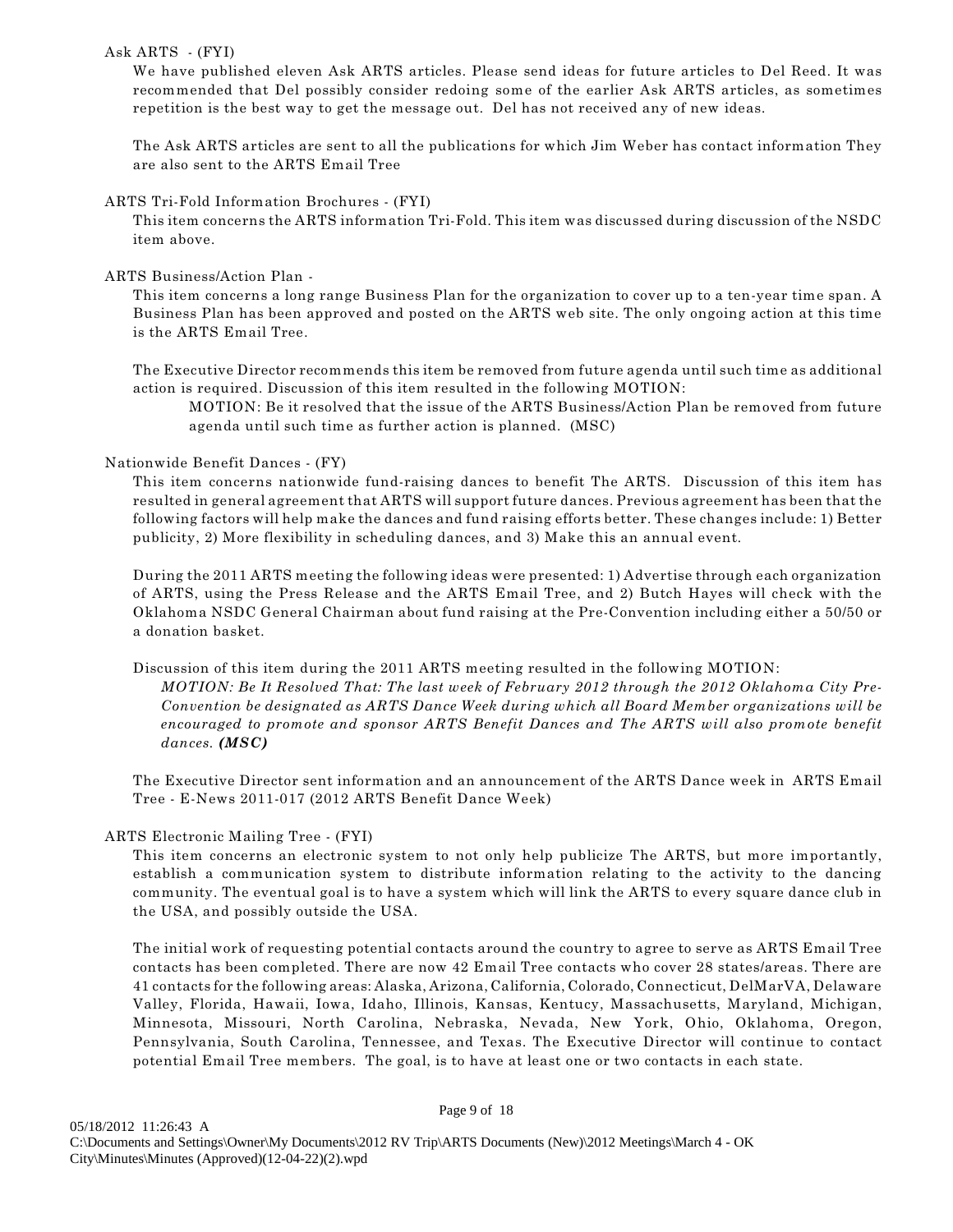Ask ARTS - (FYI)

We have published eleven Ask ARTS articles. Please send ideas for future articles to Del Reed. It was recommended that Del possibly consider redoing some of the earlier Ask ARTS articles, as sometimes repetition is the best way to get the message out. Del has not received any of new ideas.

The Ask ARTS articles are sent to all the publications for which Jim Weber has contact information They are also sent to the ARTS Email Tree

ARTS Tri-Fold Information Brochures - (FYI)

This item concerns the ARTS information Tri-Fold. This item was discussed during discussion of the NSDC item above.

ARTS Business/Action Plan -

This item concerns a long range Business Plan for the organization to cover up to a ten-year time span. A Business Plan has been approved and posted on the ARTS web site. The only ongoing action at this time is the ARTS Email Tree.

The Executive Director recommends this item be removed from future agenda until such time as additional action is required. Discussion of this item resulted in the following MOTION:

> MOTION: Be it resolved that the issue of the ARTS Business/Action Plan be removed from future agenda until such time as further action is planned. (MSC)

Nationwide Benefit Dances - (FY)

This item concerns nationwide fund-raising dances to benefit The ARTS. Discussion of this item has resulted in general agreement that ARTS will support future dances. Previous agreement has been that the following factors will help make the dances and fund raising efforts better. These changes include: 1) Better publicity, 2) More flexibility in scheduling dances, and 3) Make this an annual event.

During the 2011 ARTS meeting the following ideas were presented: 1) Advertise through each organization of ARTS, using the Press Release and the ARTS Email Tree, and 2) Butch Hayes will check with the Oklahoma NSDC General Chairman about fund raising at the Pre-Convention including either a 50/50 or a donation basket.

Discussion of this item during the 2011 ARTS meeting resulted in the following MOTION:

> *MOTION: Be It Resolved That: The last week of February 2012 through the 2012 Oklahoma City Pre-Convention be designated as ARTS Dance Week during which all Board Member organizations will be encouraged to promote and sponsor ARTS Benefit Dances and The ARTS will also promote benefit dances.* ***(MSC)***

The Executive Director sent information and an announcement of the ARTS Dance week in ARTS Email Tree - E-News 2011-017 (2012 ARTS Benefit Dance Week)

ARTS Electronic Mailing Tree - (FYI)

This item concerns an electronic system to not only help publicize The ARTS, but more importantly, establish a communication system to distribute information relating to the activity to the dancing community. The eventual goal is to have a system which will link the ARTS to every square dance club in the USA, and possibly outside the USA.

The initial work of requesting potential contacts around the country to agree to serve as ARTS Email Tree contacts has been completed. There are now 42 Email Tree contacts who cover 28 states/areas. There are 41 contacts for the following areas: Alaska, Arizona, California, Colorado, Connecticut, DelMarVA, Delaware Valley, Florida, Hawaii, Iowa, Idaho, Illinois, Kansas, Kentucy, Massachusetts, Maryland, Michigan, Minnesota, Missouri, North Carolina, Nebraska, Nevada, New York, Ohio, Oklahoma, Oregon, Pennsylvania, South Carolina, Tennessee, and Texas. The Executive Director will continue to contact potential Email Tree members. The goal, is to have at least one or two contacts in each state.

05/18/2012 11:26:43 A
C:\Documents and Settings\Owner\My Documents\2012 RV Trip\ARTS Documents (New)\2012 Meetings\March 4 - OK City\Minutes\Minutes (Approved)(12-04-22)(2).wpd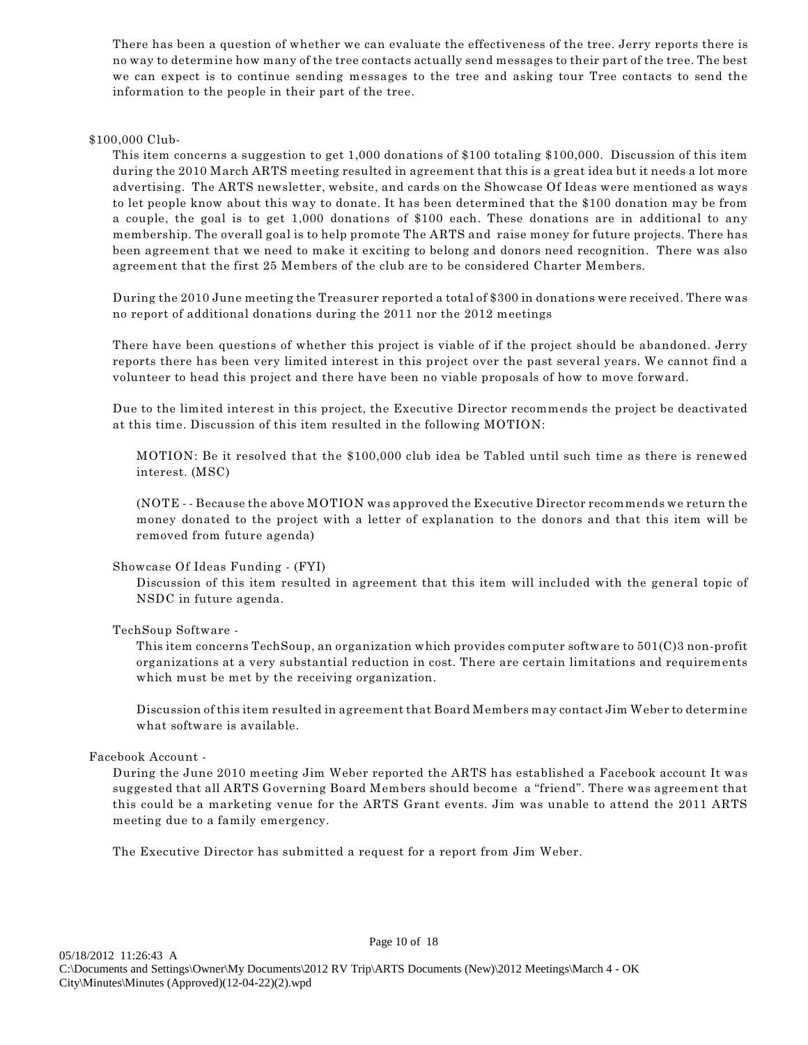There has been a question of whether we can evaluate the effectiveness of the tree. Jerry reports there is no way to determine how many of the tree contacts actually send messages to their part of the tree. The best we can expect is to continue sending messages to the tree and asking tour Tree contacts to send the information to the people in their part of the tree.

$100,000 Club-

This item concerns a suggestion to get 1,000 donations of $100 totaling $100,000. Discussion of this item during the 2010 March ARTS meeting resulted in agreement that this is a great idea but it needs a lot more advertising. The ARTS newsletter, website, and cards on the Showcase Of Ideas were mentioned as ways to let people know about this way to donate. It has been determined that the $100 donation may be from a couple, the goal is to get 1,000 donations of $100 each. These donations are in additional to any membership. The overall goal is to help promote The ARTS and raise money for future projects. There has been agreement that we need to make it exciting to belong and donors need recognition. There was also agreement that the first 25 Members of the club are to be considered Charter Members.

During the 2010 June meeting the Treasurer reported a total of $300 in donations were received. There was no report of additional donations during the 2011 nor the 2012 meetings

There have been questions of whether this project is viable of if the project should be abandoned. Jerry reports there has been very limited interest in this project over the past several years. We cannot find a volunteer to head this project and there have been no viable proposals of how to move forward.

Due to the limited interest in this project, the Executive Director recommends the project be deactivated at this time. Discussion of this item resulted in the following MOTION:

MOTION: Be it resolved that the $100,000 club idea be Tabled until such time as there is renewed interest. (MSC)

(NOTE - - Because the above MOTION was approved the Executive Director recommends we return the money donated to the project with a letter of explanation to the donors and that this item will be removed from future agenda)

Showcase Of Ideas Funding - (FYI)

Discussion of this item resulted in agreement that this item will included with the general topic of NSDC in future agenda.

TechSoup Software -

This item concerns TechSoup, an organization which provides computer software to 501(C)3 non-profit organizations at a very substantial reduction in cost. There are certain limitations and requirements which must be met by the receiving organization.

Discussion of this item resulted in agreement that Board Members may contact Jim Weber to determine what software is available.

Facebook Account -

During the June 2010 meeting Jim Weber reported the ARTS has established a Facebook account It was suggested that all ARTS Governing Board Members should become a “friend”. There was agreement that this could be a marketing venue for the ARTS Grant events. Jim was unable to attend the 2011 ARTS meeting due to a family emergency.

The Executive Director has submitted a request for a report from Jim Weber.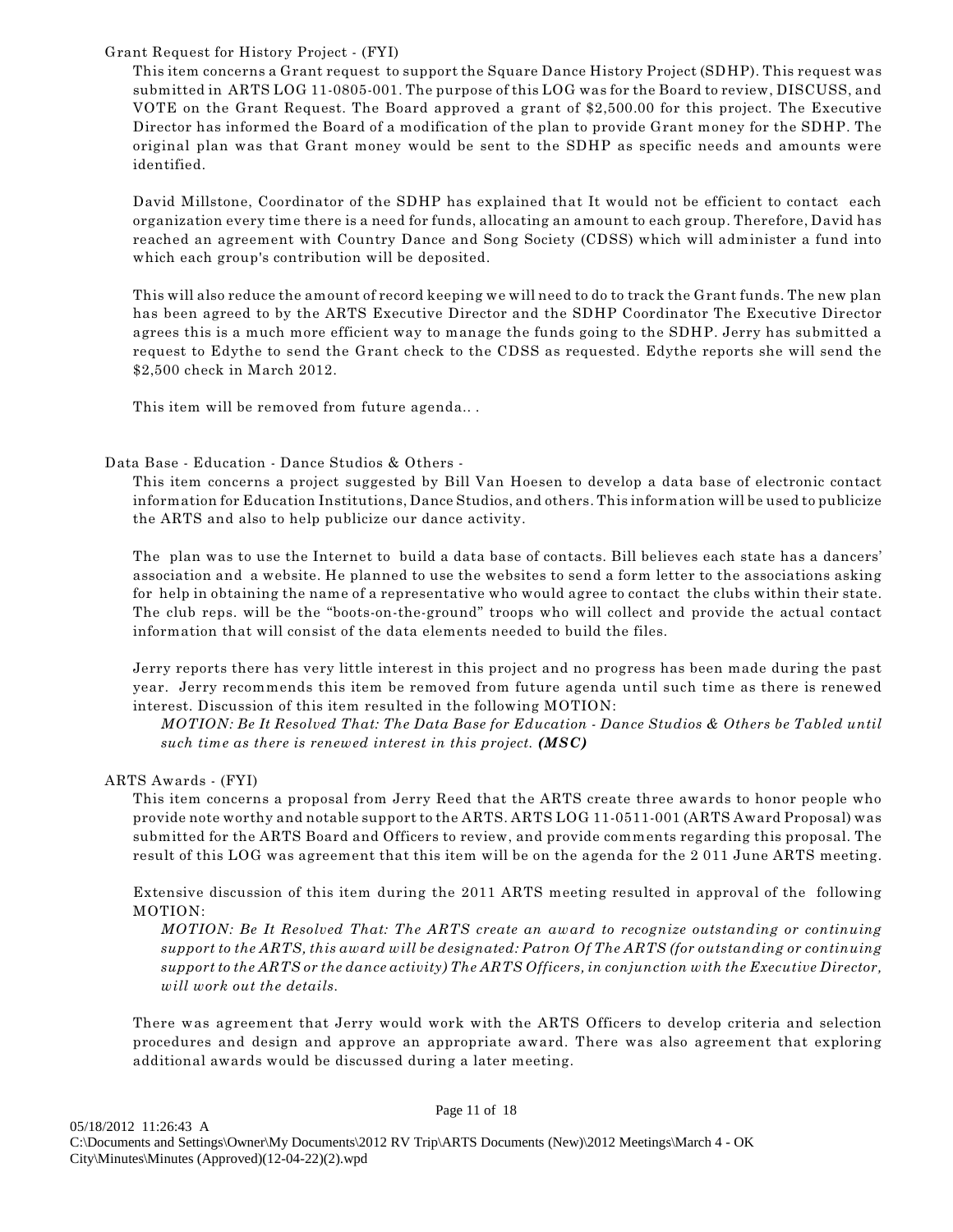Grant Request for History Project - (FYI)

This item concerns a Grant request to support the Square Dance History Project (SDHP). This request was submitted in ARTS LOG 11-0805-001. The purpose of this LOG was for the Board to review, DISCUSS, and VOTE on the Grant Request. The Board approved a grant of $2,500.00 for this project. The Executive Director has informed the Board of a modification of the plan to provide Grant money for the SDHP. The original plan was that Grant money would be sent to the SDHP as specific needs and amounts were identified.

David Millstone, Coordinator of the SDHP has explained that It would not be efficient to contact each organization every time there is a need for funds, allocating an amount to each group. Therefore, David has reached an agreement with Country Dance and Song Society (CDSS) which will administer a fund into which each group's contribution will be deposited.

This will also reduce the amount of record keeping we will need to do to track the Grant funds. The new plan has been agreed to by the ARTS Executive Director and the SDHP Coordinator The Executive Director agrees this is a much more efficient way to manage the funds going to the SDHP. Jerry has submitted a request to Edythe to send the Grant check to the CDSS as requested. Edythe reports she will send the $2,500 check in March 2012.

This item will be removed from future agenda.. .

Data Base - Education - Dance Studios & Others -

This item concerns a project suggested by Bill Van Hoesen to develop a data base of electronic contact information for Education Institutions, Dance Studios, and others. This information will be used to publicize the ARTS and also to help publicize our dance activity.

The plan was to use the Internet to build a data base of contacts. Bill believes each state has a dancers' association and a website. He planned to use the websites to send a form letter to the associations asking for help in obtaining the name of a representative who would agree to contact the clubs within their state. The club reps. will be the "boots-on-the-ground" troops who will collect and provide the actual contact information that will consist of the data elements needed to build the files.

Jerry reports there has very little interest in this project and no progress has been made during the past year. Jerry recommends this item be removed from future agenda until such time as there is renewed interest. Discussion of this item resulted in the following MOTION:

*MOTION: Be It Resolved That: The Data Base for Education - Dance Studios & Others be Tabled until such time as there is renewed interest in this project.* ***(MSC)***

ARTS Awards - (FYI)

This item concerns a proposal from Jerry Reed that the ARTS create three awards to honor people who provide note worthy and notable support to the ARTS. ARTS LOG 11-0511-001 (ARTS Award Proposal) was submitted for the ARTS Board and Officers to review, and provide comments regarding this proposal. The result of this LOG was agreement that this item will be on the agenda for the 2 011 June ARTS meeting.

Extensive discussion of this item during the 2011 ARTS meeting resulted in approval of the following MOTION:

*MOTION: Be It Resolved That: The ARTS create an award to recognize outstanding or continuing support to the ARTS, this award will be designated: Patron Of The ARTS (for outstanding or continuing support to the ARTS or the dance activity) The ARTS Officers, in conjunction with the Executive Director, will work out the details.*

There was agreement that Jerry would work with the ARTS Officers to develop criteria and selection procedures and design and approve an appropriate award. There was also agreement that exploring additional awards would be discussed during a later meeting.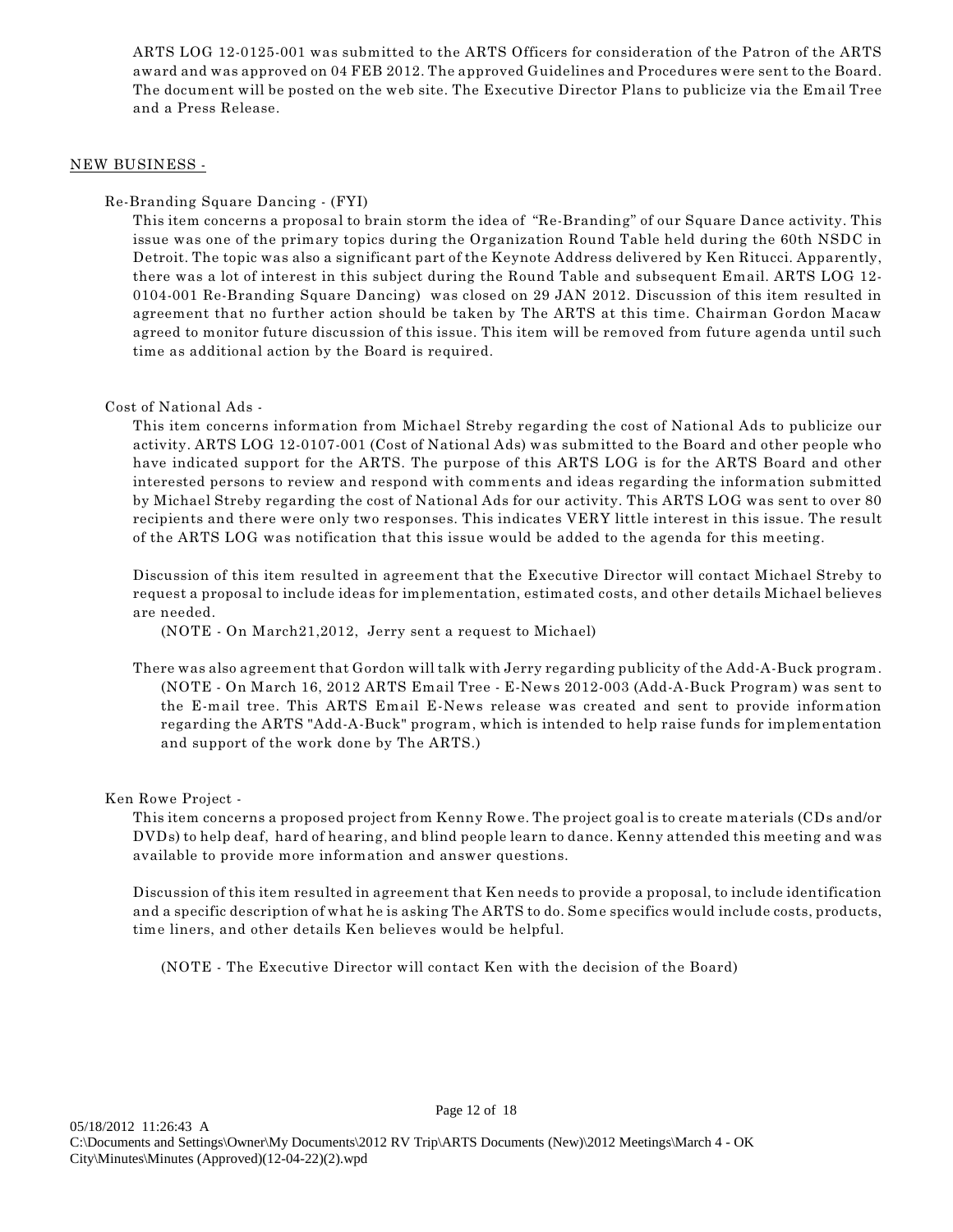ARTS LOG 12-0125-001 was submitted to the ARTS Officers for consideration of the Patron of the ARTS award and was approved on 04 FEB 2012. The approved Guidelines and Procedures were sent to the Board. The document will be posted on the web site. The Executive Director Plans to publicize via the Email Tree and a Press Release.

<u>NEW BUSINESS -</u>

Re-Branding Square Dancing - (FYI)

This item concerns a proposal to brain storm the idea of "Re-Branding" of our Square Dance activity. This issue was one of the primary topics during the Organization Round Table held during the 60th NSDC in Detroit. The topic was also a significant part of the Keynote Address delivered by Ken Ritucci. Apparently, there was a lot of interest in this subject during the Round Table and subsequent Email. ARTS LOG 12-0104-001 Re-Branding Square Dancing) was closed on 29 JAN 2012. Discussion of this item resulted in agreement that no further action should be taken by The ARTS at this time. Chairman Gordon Macaw agreed to monitor future discussion of this issue. This item will be removed from future agenda until such time as additional action by the Board is required.

Cost of National Ads -

This item concerns information from Michael Streby regarding the cost of National Ads to publicize our activity. ARTS LOG 12-0107-001 (Cost of National Ads) was submitted to the Board and other people who have indicated support for the ARTS. The purpose of this ARTS LOG is for the ARTS Board and other interested persons to review and respond with comments and ideas regarding the information submitted by Michael Streby regarding the cost of National Ads for our activity. This ARTS LOG was sent to over 80 recipients and there were only two responses. This indicates VERY little interest in this issue. The result of the ARTS LOG was notification that this issue would be added to the agenda for this meeting.

Discussion of this item resulted in agreement that the Executive Director will contact Michael Streby to request a proposal to include ideas for implementation, estimated costs, and other details Michael believes are needed.

(NOTE - On March21,2012, Jerry sent a request to Michael)

There was also agreement that Gordon will talk with Jerry regarding publicity of the Add-A-Buck program.

(NOTE - On March 16, 2012 ARTS Email Tree - E-News 2012-003 (Add-A-Buck Program) was sent to the E-mail tree. This ARTS Email E-News release was created and sent to provide information regarding the ARTS "Add-A-Buck" program, which is intended to help raise funds for implementation and support of the work done by The ARTS.)

Ken Rowe Project -

This item concerns a proposed project from Kenny Rowe. The project goal is to create materials (CDs and/or DVDs) to help deaf, hard of hearing, and blind people learn to dance. Kenny attended this meeting and was available to provide more information and answer questions.

Discussion of this item resulted in agreement that Ken needs to provide a proposal, to include identification and a specific description of what he is asking The ARTS to do. Some specifics would include costs, products, time liners, and other details Ken believes would be helpful.

(NOTE - The Executive Director will contact Ken with the decision of the Board)

05/18/2012 11:26:43 A
C:\Documents and Settings\Owner\My Documents\2012 RV Trip\ARTS Documents (New)\2012 Meetings\March 4 - OK City\Minutes\Minutes (Approved)(12-04-22)(2).wpd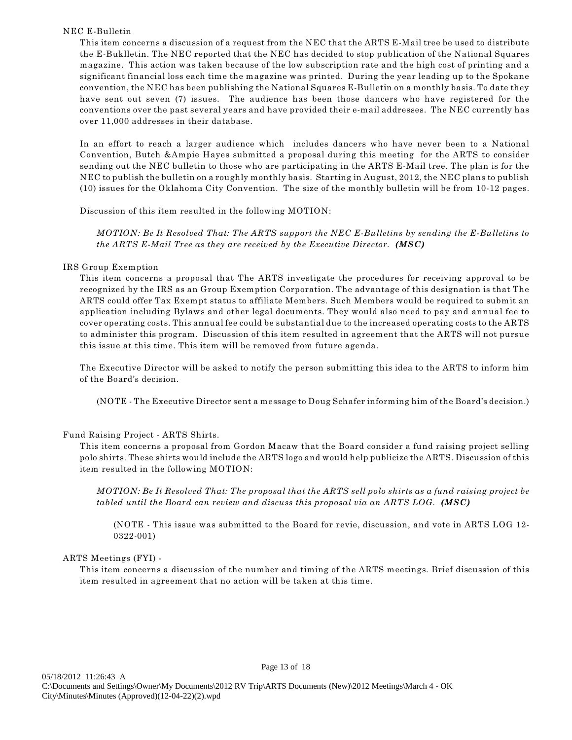NEC E-Bulletin

This item concerns a discussion of a request from the NEC that the ARTS E-Mail tree be used to distribute the E-Buklletin. The NEC reported that the NEC has decided to stop publication of the National Squares magazine. This action was taken because of the low subscription rate and the high cost of printing and a significant financial loss each time the magazine was printed. During the year leading up to the Spokane convention, the NEC has been publishing the National Squares E-Bulletin on a monthly basis. To date they have sent out seven (7) issues. The audience has been those dancers who have registered for the conventions over the past several years and have provided their e-mail addresses. The NEC currently has over 11,000 addresses in their database.

In an effort to reach a larger audience which includes dancers who have never been to a National Convention, Butch &Ampie Hayes submitted a proposal during this meeting for the ARTS to consider sending out the NEC bulletin to those who are participating in the ARTS E-Mail tree. The plan is for the NEC to publish the bulletin on a roughly monthly basis. Starting in August, 2012, the NEC plans to publish (10) issues for the Oklahoma City Convention. The size of the monthly bulletin will be from 10-12 pages.

Discussion of this item resulted in the following MOTION:

> *MOTION: Be It Resolved That: The ARTS support the NEC E-Bulletins by sending the E-Bulletins to the ARTS E-Mail Tree as they are received by the Executive Director.* ***(MSC)***

IRS Group Exemption

This item concerns a proposal that The ARTS investigate the procedures for receiving approval to be recognized by the IRS as an Group Exemption Corporation. The advantage of this designation is that The ARTS could offer Tax Exempt status to affiliate Members. Such Members would be required to submit an application including Bylaws and other legal documents. They would also need to pay and annual fee to cover operating costs. This annual fee could be substantial due to the increased operating costs to the ARTS to administer this program. Discussion of this item resulted in agreement that the ARTS will not pursue this issue at this time. This item will be removed from future agenda.

The Executive Director will be asked to notify the person submitting this idea to the ARTS to inform him of the Board's decision.

(NOTE - The Executive Director sent a message to Doug Schafer informing him of the Board's decision.)

Fund Raising Project - ARTS Shirts.

This item concerns a proposal from Gordon Macaw that the Board consider a fund raising project selling polo shirts. These shirts would include the ARTS logo and would help publicize the ARTS. Discussion of this item resulted in the following MOTION:

> *MOTION: Be It Resolved That: The proposal that the ARTS sell polo shirts as a fund raising project be tabled until the Board can review and discuss this proposal via an ARTS LOG.* ***(MSC)***
>
> (NOTE - This issue was submitted to the Board for revie, discussion, and vote in ARTS LOG 12-0322-001)

ARTS Meetings (FYI) -

This item concerns a discussion of the number and timing of the ARTS meetings. Brief discussion of this item resulted in agreement that no action will be taken at this time.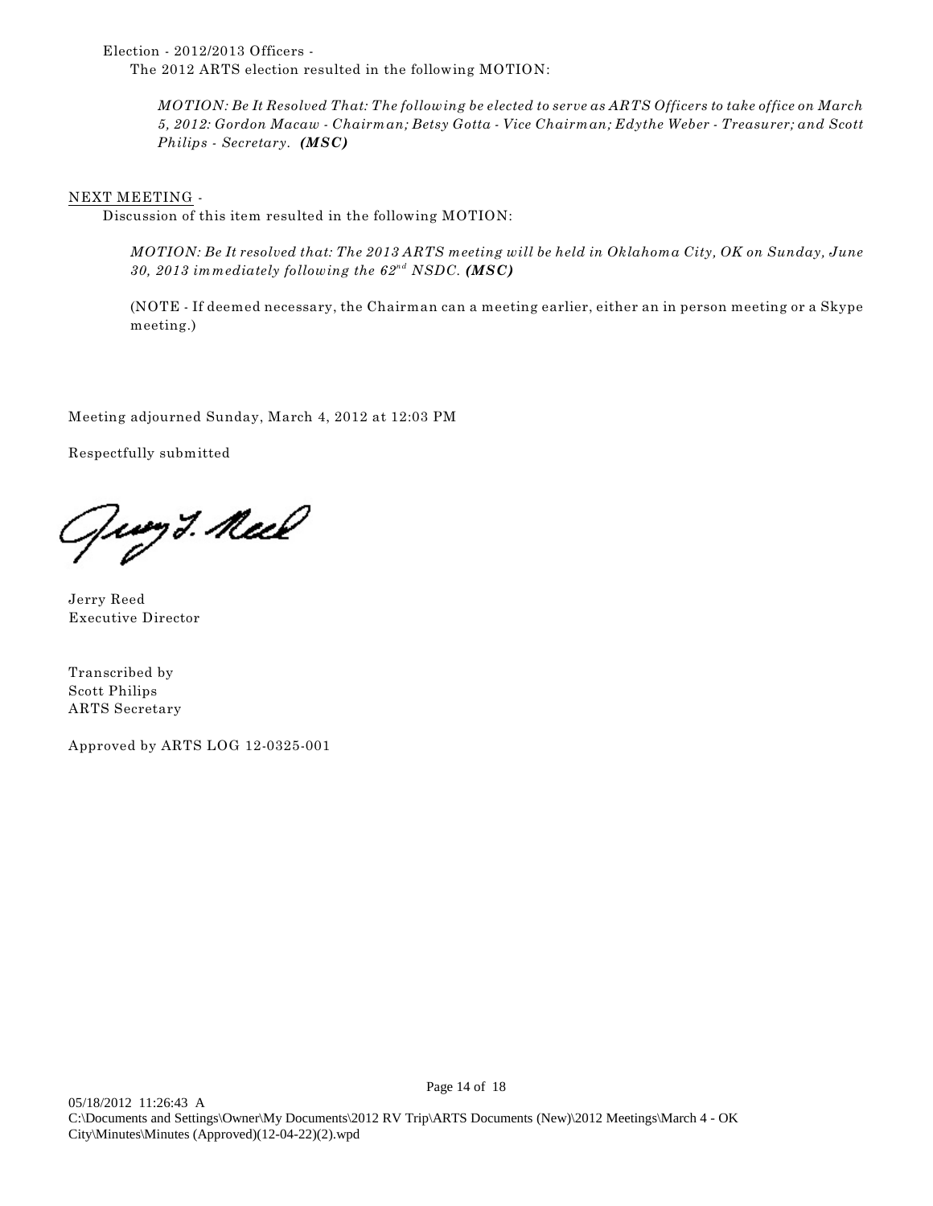Election - 2012/2013 Officers -

The 2012 ARTS election resulted in the following MOTION:

> *MOTION: Be It Resolved That: The following be elected to serve as ARTS Officers to take office on March 5, 2012: Gordon Macaw - Chairman; Betsy Gotta - Vice Chairman; Edythe Weber - Treasurer; and Scott Philips - Secretary.* ***(MSC)***

NEXT MEETING -

Discussion of this item resulted in the following MOTION:

> *MOTION: Be It resolved that: The 2013 ARTS meeting will be held in Oklahoma City, OK on Sunday, June 30, 2013 immediately following the 62nd NSDC.* ***(MSC)***
>
> (NOTE - If deemed necessary, the Chairman can a meeting earlier, either an in person meeting or a Skype meeting.)

Meeting adjourned Sunday, March 4, 2012 at 12:03 PM

Respectfully submitted

Jerry Reed
Executive Director

Transcribed by
Scott Philips
ARTS Secretary

Approved by ARTS LOG 12-0325-001

05/18/2012 11:26:43 A
C:\Documents and Settings\Owner\My Documents\2012 RV Trip\ARTS Documents (New)\2012 Meetings\March 4 - OK City\Minutes\Minutes (Approved)(12-04-22)(2).wpd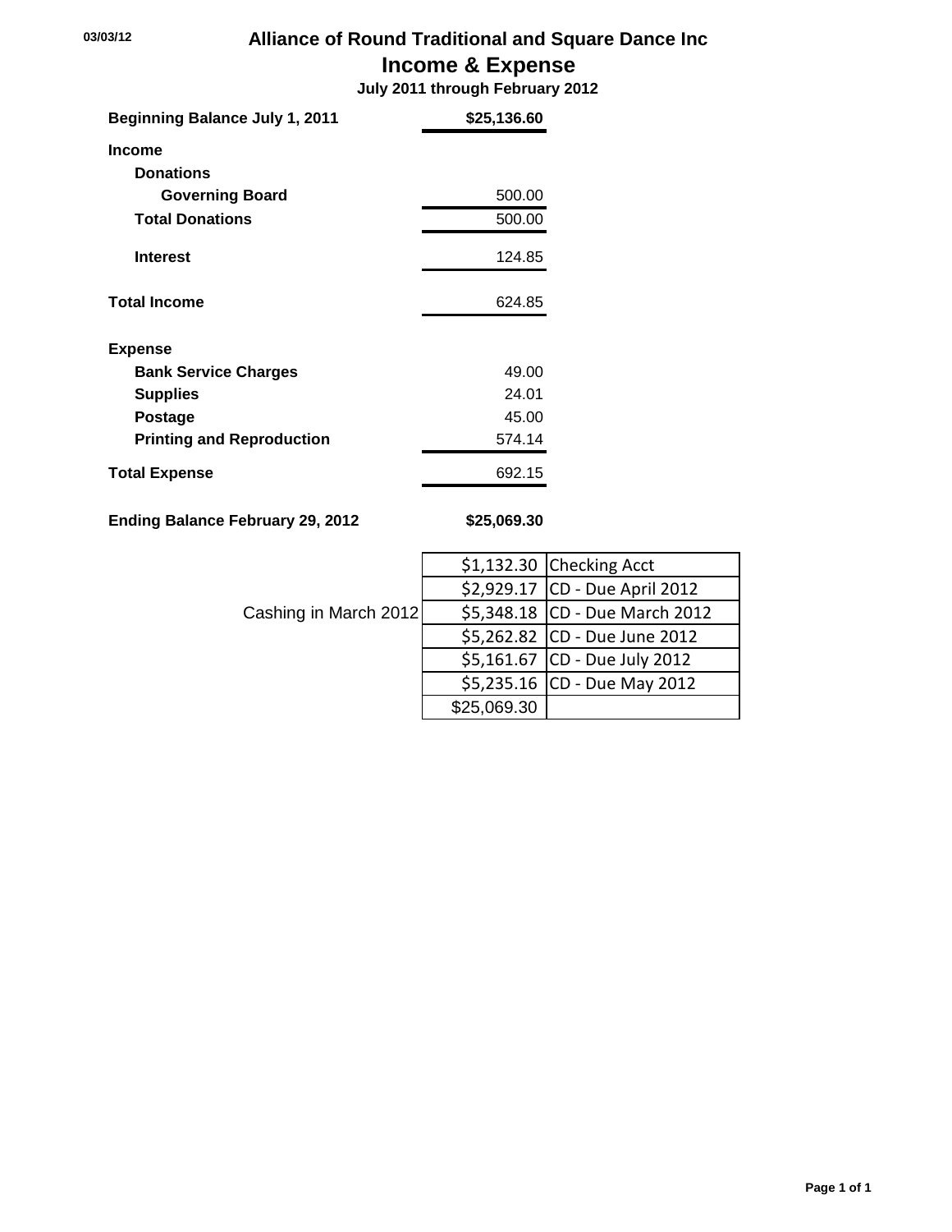03/03/12

# Alliance of Round Traditional and Square Dance Inc

## Income & Expense

**July 2011 through February 2012**

| | |
|---|---|
| **Beginning Balance July 1, 2011** | **$25,136.60** |
| **Income** | |
| **Donations** | |
| **Governing Board** | 500.00 |
| **Total Donations** | 500.00 |
| **Interest** | 124.85 |
| **Total Income** | 624.85 |
| **Expense** | |
| **Bank Service Charges** | 49.00 |
| **Supplies** | 24.01 |
| **Postage** | 45.00 |
| **Printing and Reproduction** | 574.14 |
| **Total Expense** | 692.15 |
| **Ending Balance February 29, 2012** | **$25,069.30** |

| | | |
|---|---|---|
| | $1,132.30 | Checking Acct |
| | $2,929.17 | CD - Due April 2012 |
| Cashing in March 2012 | $5,348.18 | CD - Due March 2012 |
| | $5,262.82 | CD - Due June 2012 |
| | $5,161.67 | CD - Due July 2012 |
| | $5,235.16 | CD - Due May 2012 |
| | $25,069.30 | |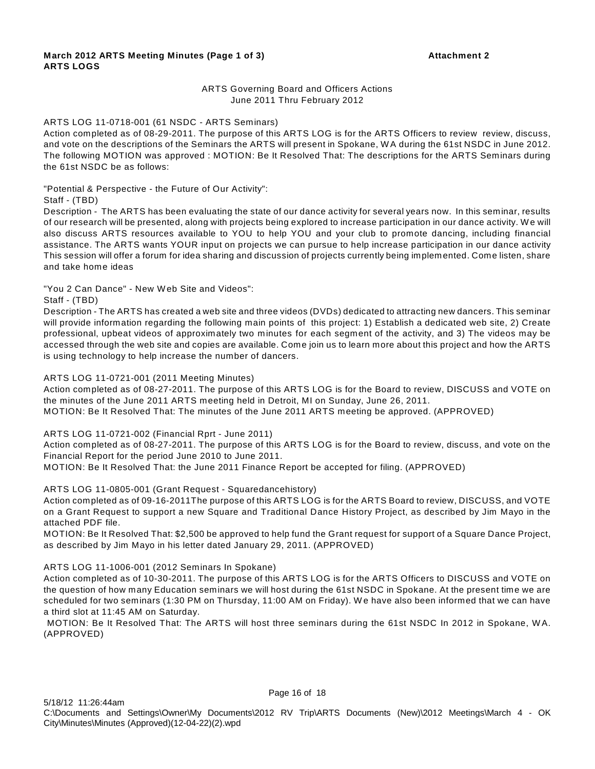**March 2012 ARTS Meeting Minutes (Page 1 of 3)** **Attachment 2**

**ARTS LOGS**

ARTS Governing Board and Officers Actions
June 2011 Thru February 2012

ARTS LOG 11-0718-001 (61 NSDC - ARTS Seminars)
Action completed as of 08-29-2011. The purpose of this ARTS LOG is for the ARTS Officers to review review, discuss, and vote on the descriptions of the Seminars the ARTS will present in Spokane, WA during the 61st NSDC in June 2012. The following MOTION was approved : MOTION: Be It Resolved That: The descriptions for the ARTS Seminars during the 61st NSDC be as follows:

"Potential & Perspective - the Future of Our Activity":
Staff - (TBD)
Description - The ARTS has been evaluating the state of our dance activity for several years now. In this seminar, results of our research will be presented, along with projects being explored to increase participation in our dance activity. We will also discuss ARTS resources available to YOU to help YOU and your club to promote dancing, including financial assistance. The ARTS wants YOUR input on projects we can pursue to help increase participation in our dance activity This session will offer a forum for idea sharing and discussion of projects currently being implemented. Come listen, share and take home ideas

"You 2 Can Dance" - New Web Site and Videos":
Staff - (TBD)
Description - The ARTS has created a web site and three videos (DVDs) dedicated to attracting new dancers. This seminar will provide information regarding the following main points of this project: 1) Establish a dedicated web site, 2) Create professional, upbeat videos of approximately two minutes for each segment of the activity, and 3) The videos may be accessed through the web site and copies are available. Come join us to learn more about this project and how the ARTS is using technology to help increase the number of dancers.

ARTS LOG 11-0721-001 (2011 Meeting Minutes)
Action completed as of 08-27-2011. The purpose of this ARTS LOG is for the Board to review, DISCUSS and VOTE on the minutes of the June 2011 ARTS meeting held in Detroit, MI on Sunday, June 26, 2011.
MOTION: Be It Resolved That: The minutes of the June 2011 ARTS meeting be approved. (APPROVED)

ARTS LOG 11-0721-002 (Financial Rprt - June 2011)
Action completed as of 08-27-2011. The purpose of this ARTS LOG is for the Board to review, discuss, and vote on the Financial Report for the period June 2010 to June 2011.
MOTION: Be It Resolved That: the June 2011 Finance Report be accepted for filing. (APPROVED)

ARTS LOG 11-0805-001 (Grant Request - Squaredancehistory)
Action completed as of 09-16-2011The purpose of this ARTS LOG is for the ARTS Board to review, DISCUSS, and VOTE on a Grant Request to support a new Square and Traditional Dance History Project, as described by Jim Mayo in the attached PDF file.
MOTION: Be It Resolved That: $2,500 be approved to help fund the Grant request for support of a Square Dance Project, as described by Jim Mayo in his letter dated January 29, 2011. (APPROVED)

ARTS LOG 11-1006-001 (2012 Seminars In Spokane)
Action completed as of 10-30-2011. The purpose of this ARTS LOG is for the ARTS Officers to DISCUSS and VOTE on the question of how many Education seminars we will host during the 61st NSDC in Spokane. At the present time we are scheduled for two seminars (1:30 PM on Thursday, 11:00 AM on Friday). We have also been informed that we can have a third slot at 11:45 AM on Saturday.
MOTION: Be It Resolved That: The ARTS will host three seminars during the 61st NSDC In 2012 in Spokane, WA. (APPROVED)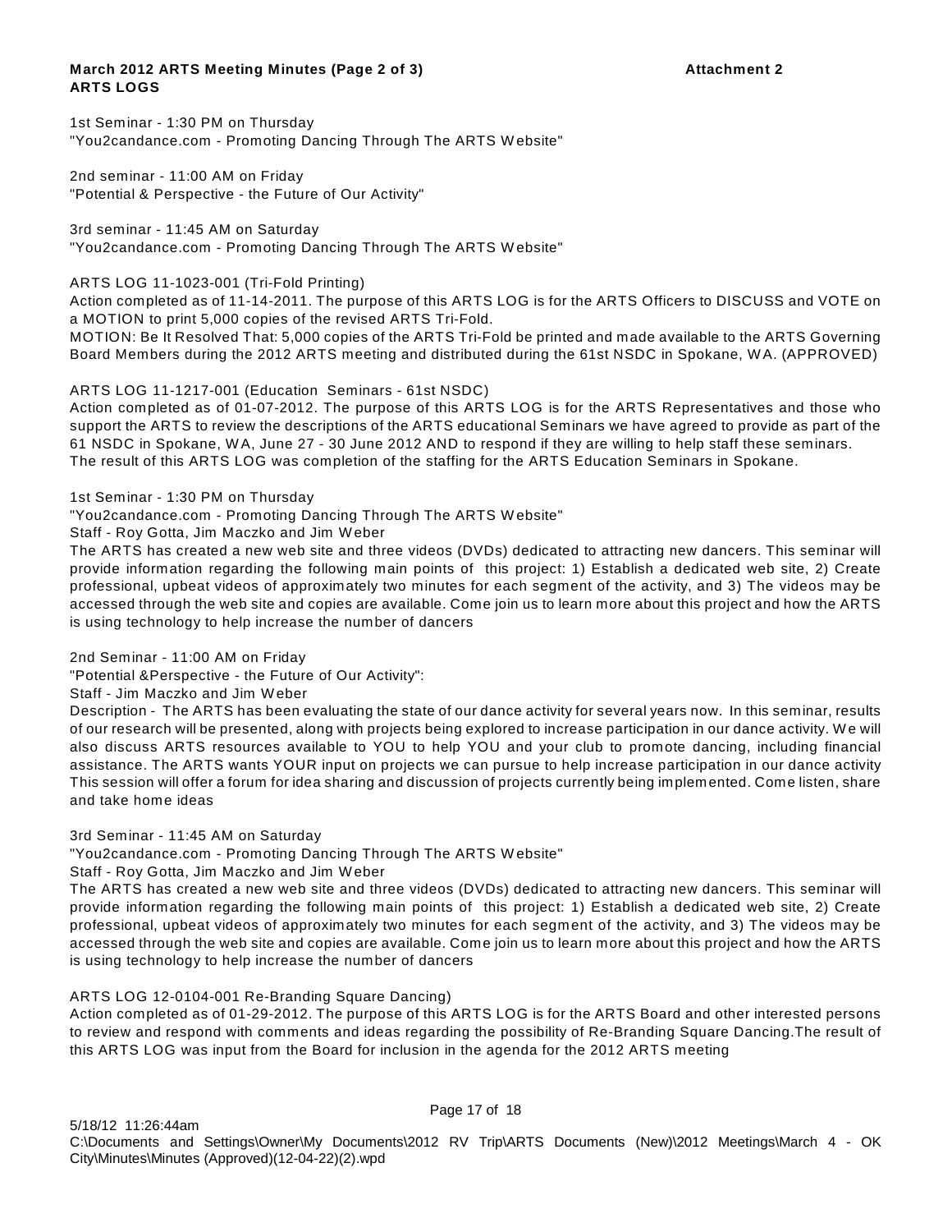**March 2012 ARTS Meeting Minutes (Page 2 of 3)** **Attachment 2**
**ARTS LOGS**

1st Seminar - 1:30 PM on Thursday
"You2candance.com - Promoting Dancing Through The ARTS Website"

2nd seminar - 11:00 AM on Friday
"Potential & Perspective - the Future of Our Activity"

3rd seminar - 11:45 AM on Saturday
"You2candance.com - Promoting Dancing Through The ARTS Website"

ARTS LOG 11-1023-001 (Tri-Fold Printing)
Action completed as of 11-14-2011. The purpose of this ARTS LOG is for the ARTS Officers to DISCUSS and VOTE on a MOTION to print 5,000 copies of the revised ARTS Tri-Fold.
MOTION: Be It Resolved That: 5,000 copies of the ARTS Tri-Fold be printed and made available to the ARTS Governing Board Members during the 2012 ARTS meeting and distributed during the 61st NSDC in Spokane, WA. (APPROVED)

ARTS LOG 11-1217-001 (Education Seminars - 61st NSDC)
Action completed as of 01-07-2012. The purpose of this ARTS LOG is for the ARTS Representatives and those who support the ARTS to review the descriptions of the ARTS educational Seminars we have agreed to provide as part of the 61 NSDC in Spokane, WA, June 27 - 30 June 2012 AND to respond if they are willing to help staff these seminars.
The result of this ARTS LOG was completion of the staffing for the ARTS Education Seminars in Spokane.

1st Seminar - 1:30 PM on Thursday
"You2candance.com - Promoting Dancing Through The ARTS Website"
Staff - Roy Gotta, Jim Maczko and Jim Weber
The ARTS has created a new web site and three videos (DVDs) dedicated to attracting new dancers. This seminar will provide information regarding the following main points of this project: 1) Establish a dedicated web site, 2) Create professional, upbeat videos of approximately two minutes for each segment of the activity, and 3) The videos may be accessed through the web site and copies are available. Come join us to learn more about this project and how the ARTS is using technology to help increase the number of dancers

2nd Seminar - 11:00 AM on Friday
"Potential &Perspective - the Future of Our Activity":
Staff - Jim Maczko and Jim Weber
Description - The ARTS has been evaluating the state of our dance activity for several years now. In this seminar, results of our research will be presented, along with projects being explored to increase participation in our dance activity. We will also discuss ARTS resources available to YOU to help YOU and your club to promote dancing, including financial assistance. The ARTS wants YOUR input on projects we can pursue to help increase participation in our dance activity This session will offer a forum for idea sharing and discussion of projects currently being implemented. Come listen, share and take home ideas

3rd Seminar - 11:45 AM on Saturday
"You2candance.com - Promoting Dancing Through The ARTS Website"
Staff - Roy Gotta, Jim Maczko and Jim Weber
The ARTS has created a new web site and three videos (DVDs) dedicated to attracting new dancers. This seminar will provide information regarding the following main points of this project: 1) Establish a dedicated web site, 2) Create professional, upbeat videos of approximately two minutes for each segment of the activity, and 3) The videos may be accessed through the web site and copies are available. Come join us to learn more about this project and how the ARTS is using technology to help increase the number of dancers

ARTS LOG 12-0104-001 Re-Branding Square Dancing)
Action completed as of 01-29-2012. The purpose of this ARTS LOG is for the ARTS Board and other interested persons to review and respond with comments and ideas regarding the possibility of Re-Branding Square Dancing.The result of this ARTS LOG was input from the Board for inclusion in the agenda for the 2012 ARTS meeting

5/18/12 11:26:44am
C:\Documents and Settings\Owner\My Documents\2012 RV Trip\ARTS Documents (New)\2012 Meetings\March 4 - OK City\Minutes\Minutes (Approved)(12-04-22)(2).wpd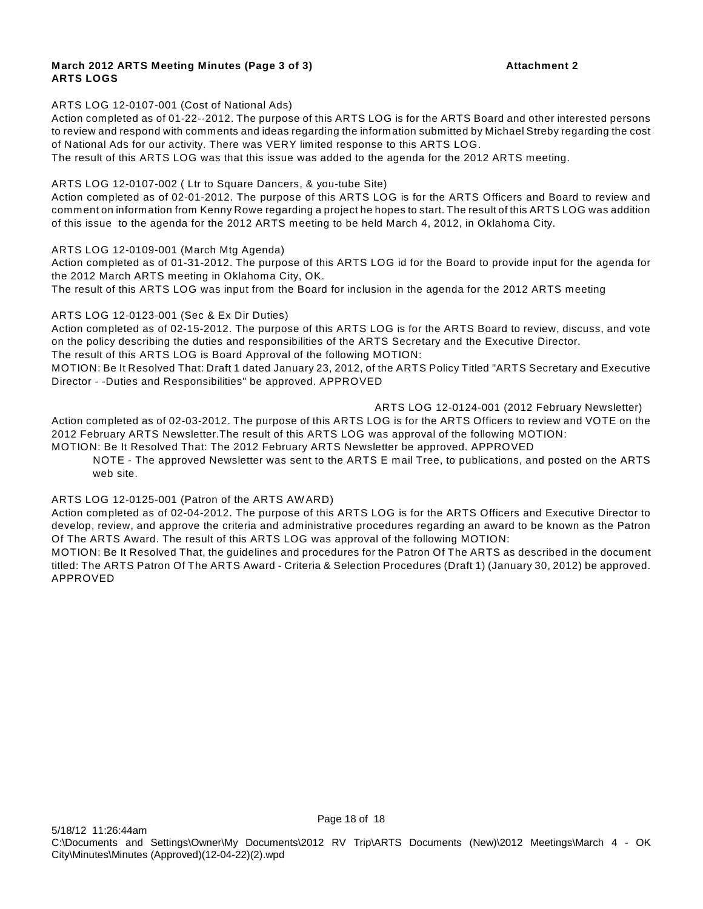**March 2012 ARTS Meeting Minutes (Page 3 of 3)** **Attachment 2**
**ARTS LOGS**

ARTS LOG 12-0107-001 (Cost of National Ads)
Action completed as of 01-22--2012. The purpose of this ARTS LOG is for the ARTS Board and other interested persons to review and respond with comments and ideas regarding the information submitted by Michael Streby regarding the cost of National Ads for our activity. There was VERY limited response to this ARTS LOG.
The result of this ARTS LOG was that this issue was added to the agenda for the 2012 ARTS meeting.

ARTS LOG 12-0107-002 ( Ltr to Square Dancers, & you-tube Site)
Action completed as of 02-01-2012. The purpose of this ARTS LOG is for the ARTS Officers and Board to review and comment on information from Kenny Rowe regarding a project he hopes to start. The result of this ARTS LOG was addition of this issue to the agenda for the 2012 ARTS meeting to be held March 4, 2012, in Oklahoma City.

ARTS LOG 12-0109-001 (March Mtg Agenda)
Action completed as of 01-31-2012. The purpose of this ARTS LOG id for the Board to provide input for the agenda for the 2012 March ARTS meeting in Oklahoma City, OK.
The result of this ARTS LOG was input from the Board for inclusion in the agenda for the 2012 ARTS meeting

ARTS LOG 12-0123-001 (Sec & Ex Dir Duties)
Action completed as of 02-15-2012. The purpose of this ARTS LOG is for the ARTS Board to review, discuss, and vote on the policy describing the duties and responsibilities of the ARTS Secretary and the Executive Director.
The result of this ARTS LOG is Board Approval of the following MOTION:
MOTION: Be It Resolved That: Draft 1 dated January 23, 2012, of the ARTS Policy Titled "ARTS Secretary and Executive Director - -Duties and Responsibilities" be approved. APPROVED

ARTS LOG 12-0124-001 (2012 February Newsletter)
Action completed as of 02-03-2012. The purpose of this ARTS LOG is for the ARTS Officers to review and VOTE on the 2012 February ARTS Newsletter.The result of this ARTS LOG was approval of the following MOTION:
MOTION: Be It Resolved That: The 2012 February ARTS Newsletter be approved. APPROVED

NOTE - The approved Newsletter was sent to the ARTS E mail Tree, to publications, and posted on the ARTS web site.

ARTS LOG 12-0125-001 (Patron of the ARTS AWARD)
Action completed as of 02-04-2012. The purpose of this ARTS LOG is for the ARTS Officers and Executive Director to develop, review, and approve the criteria and administrative procedures regarding an award to be known as the Patron Of The ARTS Award. The result of this ARTS LOG was approval of the following MOTION:
MOTION: Be It Resolved That, the guidelines and procedures for the Patron Of The ARTS as described in the document titled: The ARTS Patron Of The ARTS Award - Criteria & Selection Procedures (Draft 1) (January 30, 2012) be approved. APPROVED

5/18/12 11:26:44am
C:\Documents and Settings\Owner\My Documents\2012 RV Trip\ARTS Documents (New)\2012 Meetings\March 4 - OK City\Minutes\Minutes (Approved)(12-04-22)(2).wpd